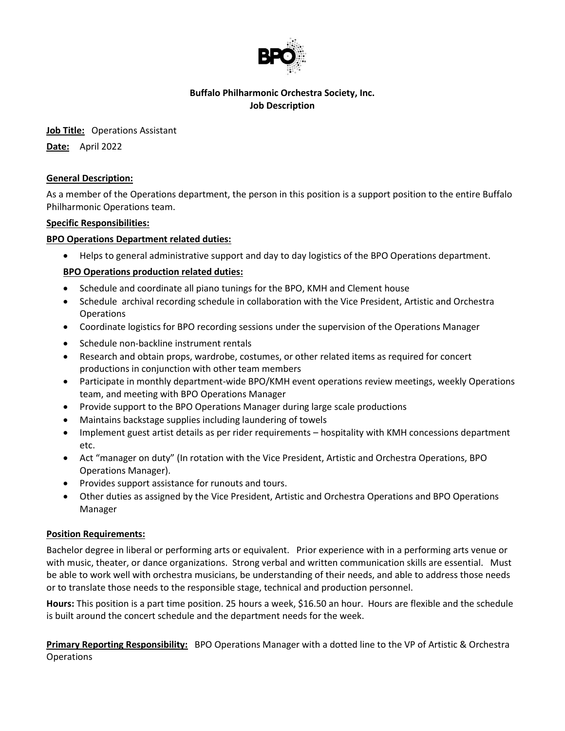**Buffalo Philharmonic Orchestra Society, Inc.**
**Job Description**

**Job Title:** Operations Assistant

**Date:** April 2022

**General Description:**

As a member of the Operations department, the person in this position is a support position to the entire Buffalo Philharmonic Operations team.

**Specific Responsibilities:**

**BPO Operations Department related duties:**

- Helps to general administrative support and day to day logistics of the BPO Operations department.

**BPO Operations production related duties:**

- Schedule and coordinate all piano tunings for the BPO, KMH and Clement house
- Schedule archival recording schedule in collaboration with the Vice President, Artistic and Orchestra Operations
- Coordinate logistics for BPO recording sessions under the supervision of the Operations Manager
- Schedule non-backline instrument rentals
- Research and obtain props, wardrobe, costumes, or other related items as required for concert productions in conjunction with other team members
- Participate in monthly department-wide BPO/KMH event operations review meetings, weekly Operations team, and meeting with BPO Operations Manager
- Provide support to the BPO Operations Manager during large scale productions
- Maintains backstage supplies including laundering of towels
- Implement guest artist details as per rider requirements – hospitality with KMH concessions department etc.
- Act "manager on duty" (In rotation with the Vice President, Artistic and Orchestra Operations, BPO Operations Manager).
- Provides support assistance for runouts and tours.
- Other duties as assigned by the Vice President, Artistic and Orchestra Operations and BPO Operations Manager

**Position Requirements:**

Bachelor degree in liberal or performing arts or equivalent. Prior experience with in a performing arts venue or with music, theater, or dance organizations. Strong verbal and written communication skills are essential. Must be able to work well with orchestra musicians, be understanding of their needs, and able to address those needs or to translate those needs to the responsible stage, technical and production personnel.

**Hours:** This position is a part time position. 25 hours a week, $16.50 an hour. Hours are flexible and the schedule is built around the concert schedule and the department needs for the week.

**Primary Reporting Responsibility:** BPO Operations Manager with a dotted line to the VP of Artistic & Orchestra Operations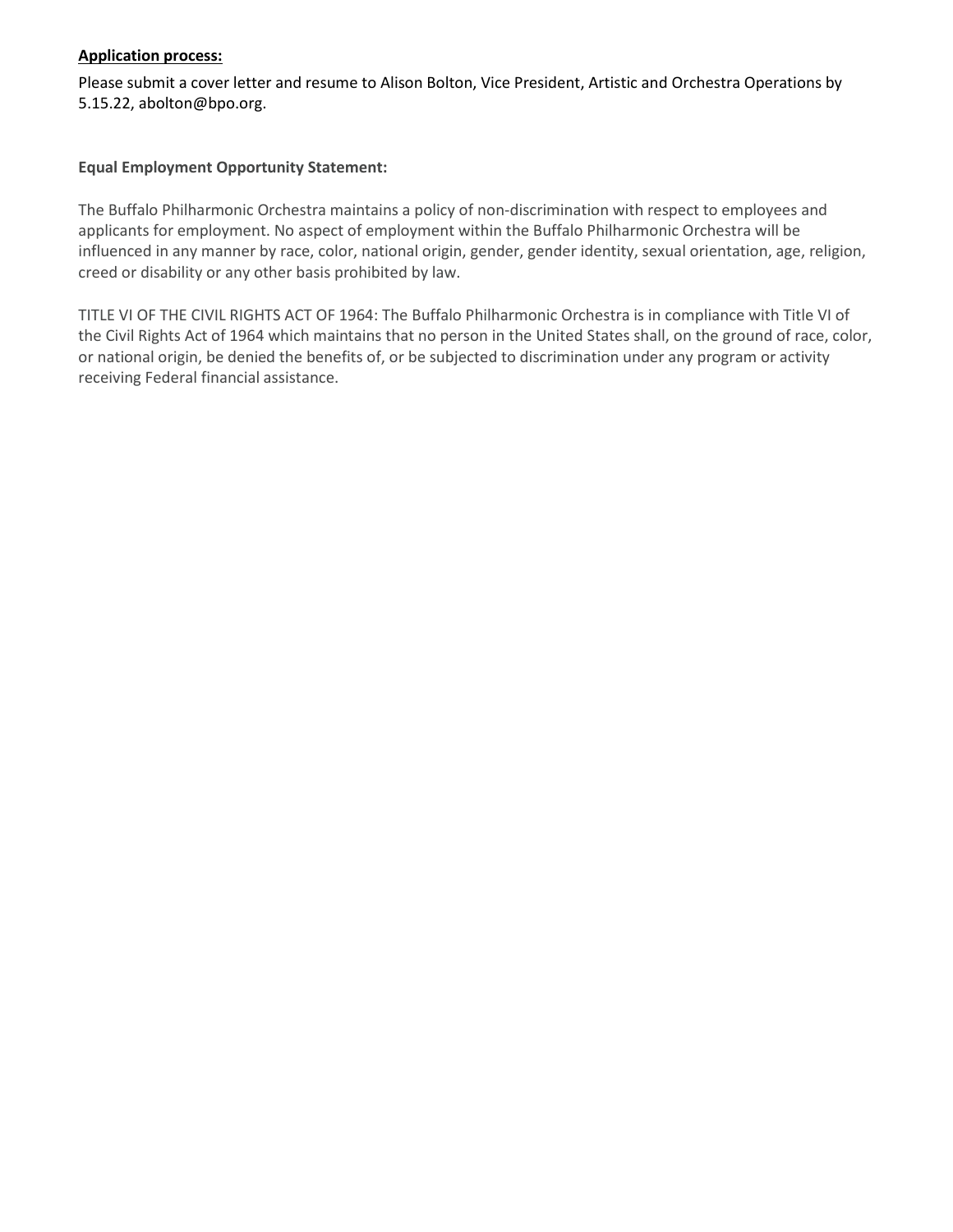**Application process:**

Please submit a cover letter and resume to Alison Bolton, Vice President, Artistic and Orchestra Operations by 5.15.22, abolton@bpo.org.

**Equal Employment Opportunity Statement:**

The Buffalo Philharmonic Orchestra maintains a policy of non-discrimination with respect to employees and applicants for employment. No aspect of employment within the Buffalo Philharmonic Orchestra will be influenced in any manner by race, color, national origin, gender, gender identity, sexual orientation, age, religion, creed or disability or any other basis prohibited by law.

TITLE VI OF THE CIVIL RIGHTS ACT OF 1964: The Buffalo Philharmonic Orchestra is in compliance with Title VI of the Civil Rights Act of 1964 which maintains that no person in the United States shall, on the ground of race, color, or national origin, be denied the benefits of, or be subjected to discrimination under any program or activity receiving Federal financial assistance.